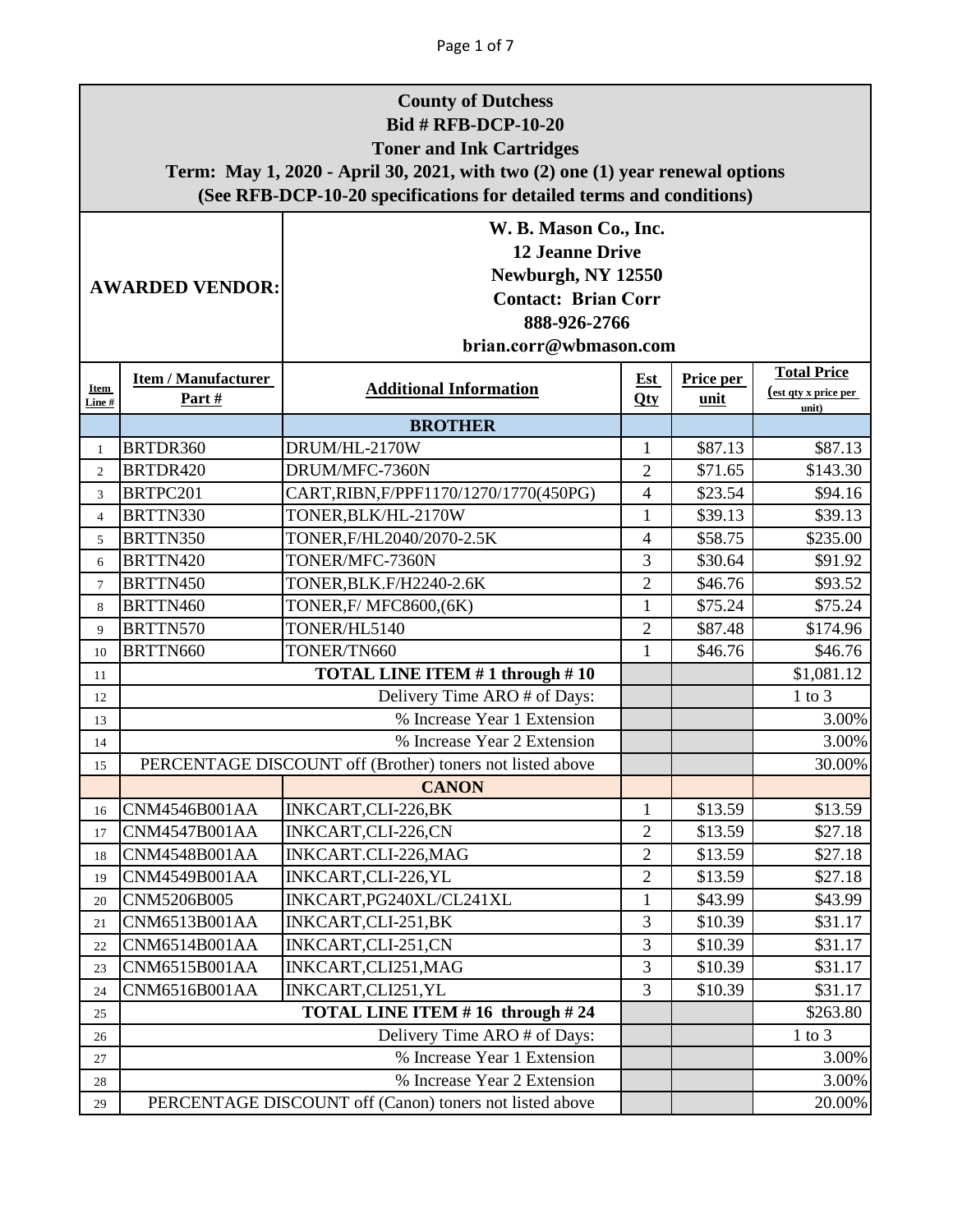**County of Dutchess**
**Bid # RFB-DCP-10-20**
**Toner and Ink Cartridges**
**Term: May 1, 2020 - April 30, 2021, with two (2) one (1) year renewal options**
**(See RFB-DCP-10-20 specifications for detailed terms and conditions)**

| **AWARDED VENDOR:** | **W. B. Mason Co., Inc.**<br>**12 Jeanne Drive**<br>**Newburgh, NY 12550**<br>**Contact: Brian Corr**<br>**888-926-2766**<br>**brian.corr@wbmason.com** |
|---|---|

| Item Line # | Item / Manufacturer Part # | Additional Information | Est Qty | Price per unit | Total Price (est qty x price per unit) |
|---|---|---|---|---|---|
| | | **BROTHER** | | | |
| 1 | BRTDR360 | DRUM/HL-2170W | 1 | $87.13 | $87.13 |
| 2 | BRTDR420 | DRUM/MFC-7360N | 2 | $71.65 | $143.30 |
| 3 | BRTPC201 | CART,RIBN,F/PPF1170/1270/1770(450PG) | 4 | $23.54 | $94.16 |
| 4 | BRTTN330 | TONER,BLK/HL-2170W | 1 | $39.13 | $39.13 |
| 5 | BRTTN350 | TONER,F/HL2040/2070-2.5K | 4 | $58.75 | $235.00 |
| 6 | BRTTN420 | TONER/MFC-7360N | 3 | $30.64 | $91.92 |
| 7 | BRTTN450 | TONER,BLK.F/H2240-2.6K | 2 | $46.76 | $93.52 |
| 8 | BRTTN460 | TONER,F/ MFC8600,(6K) | 1 | $75.24 | $75.24 |
| 9 | BRTTN570 | TONER/HL5140 | 2 | $87.48 | $174.96 |
| 10 | BRTTN660 | TONER/TN660 | 1 | $46.76 | $46.76 |
| 11 | | **TOTAL LINE ITEM # 1 through # 10** | | | $1,081.12 |
| 12 | | Delivery Time ARO # of Days: | | | 1 to 3 |
| 13 | | % Increase Year 1 Extension | | | 3.00% |
| 14 | | % Increase Year 2 Extension | | | 3.00% |
| 15 | | PERCENTAGE DISCOUNT off (Brother) toners not listed above | | | 30.00% |
| | | **CANON** | | | |
| 16 | CNM4546B001AA | INKCART,CLI-226,BK | 1 | $13.59 | $13.59 |
| 17 | CNM4547B001AA | INKCART,CLI-226,CN | 2 | $13.59 | $27.18 |
| 18 | CNM4548B001AA | INKCART.CLI-226,MAG | 2 | $13.59 | $27.18 |
| 19 | CNM4549B001AA | INKCART,CLI-226,YL | 2 | $13.59 | $27.18 |
| 20 | CNM5206B005 | INKCART,PG240XL/CL241XL | 1 | $43.99 | $43.99 |
| 21 | CNM6513B001AA | INKCART,CLI-251,BK | 3 | $10.39 | $31.17 |
| 22 | CNM6514B001AA | INKCART,CLI-251,CN | 3 | $10.39 | $31.17 |
| 23 | CNM6515B001AA | INKCART,CLI251,MAG | 3 | $10.39 | $31.17 |
| 24 | CNM6516B001AA | INKCART,CLI251,YL | 3 | $10.39 | $31.17 |
| 25 | | **TOTAL LINE ITEM # 16 through # 24** | | | $263.80 |
| 26 | | Delivery Time ARO # of Days: | | | 1 to 3 |
| 27 | | % Increase Year 1 Extension | | | 3.00% |
| 28 | | % Increase Year 2 Extension | | | 3.00% |
| 29 | | PERCENTAGE DISCOUNT off (Canon) toners not listed above | | | 20.00% |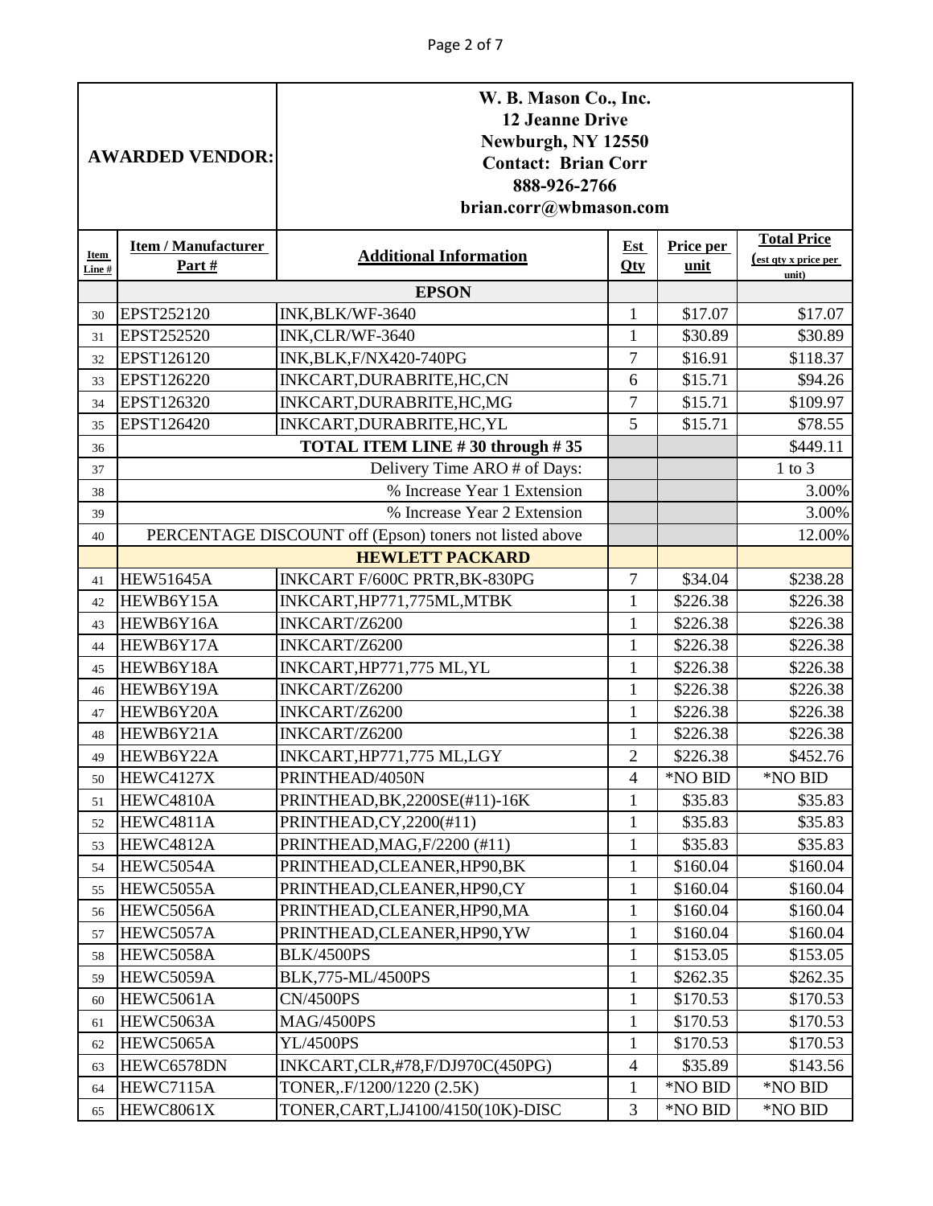| AWARDED VENDOR: | W. B. Mason Co., Inc.<br>12 Jeanne Drive<br>Newburgh, NY 12550<br>Contact: Brian Corr<br>888-926-2766<br>brian.corr@wbmason.com | | | | |
|---|---|---|---|---|---|

| Item Line # | Item / Manufacturer Part # | Additional Information | Est Qty | Price per unit | Total Price (est qty x price per unit) |
|---|---|---|---|---|---|
| | **EPSON** | | | | |
| 30 | EPST252120 | INK,BLK/WF-3640 | 1 | $17.07 | $17.07 |
| 31 | EPST252520 | INK,CLR/WF-3640 | 1 | $30.89 | $30.89 |
| 32 | EPST126120 | INK,BLK,F/NX420-740PG | 7 | $16.91 | $118.37 |
| 33 | EPST126220 | INKCART,DURABRITE,HC,CN | 6 | $15.71 | $94.26 |
| 34 | EPST126320 | INKCART,DURABRITE,HC,MG | 7 | $15.71 | $109.97 |
| 35 | EPST126420 | INKCART,DURABRITE,HC,YL | 5 | $15.71 | $78.55 |
| 36 | **TOTAL ITEM LINE # 30 through # 35** | | | | $449.11 |
| 37 | Delivery Time ARO # of Days: | | | | 1 to 3 |
| 38 | % Increase Year 1 Extension | | | | 3.00% |
| 39 | % Increase Year 2 Extension | | | | 3.00% |
| 40 | PERCENTAGE DISCOUNT off (Epson) toners not listed above | | | | 12.00% |
| | **HEWLETT PACKARD** | | | | |
| 41 | HEW51645A | INKCART F/600C PRTR,BK-830PG | 7 | $34.04 | $238.28 |
| 42 | HEWB6Y15A | INKCART,HP771,775ML,MTBK | 1 | $226.38 | $226.38 |
| 43 | HEWB6Y16A | INKCART/Z6200 | 1 | $226.38 | $226.38 |
| 44 | HEWB6Y17A | INKCART/Z6200 | 1 | $226.38 | $226.38 |
| 45 | HEWB6Y18A | INKCART,HP771,775 ML,YL | 1 | $226.38 | $226.38 |
| 46 | HEWB6Y19A | INKCART/Z6200 | 1 | $226.38 | $226.38 |
| 47 | HEWB6Y20A | INKCART/Z6200 | 1 | $226.38 | $226.38 |
| 48 | HEWB6Y21A | INKCART/Z6200 | 1 | $226.38 | $226.38 |
| 49 | HEWB6Y22A | INKCART,HP771,775 ML,LGY | 2 | $226.38 | $452.76 |
| 50 | HEWC4127X | PRINTHEAD/4050N | 4 | *NO BID | *NO BID |
| 51 | HEWC4810A | PRINTHEAD,BK,2200SE(#11)-16K | 1 | $35.83 | $35.83 |
| 52 | HEWC4811A | PRINTHEAD,CY,2200(#11) | 1 | $35.83 | $35.83 |
| 53 | HEWC4812A | PRINTHEAD,MAG,F/2200 (#11) | 1 | $35.83 | $35.83 |
| 54 | HEWC5054A | PRINTHEAD,CLEANER,HP90,BK | 1 | $160.04 | $160.04 |
| 55 | HEWC5055A | PRINTHEAD,CLEANER,HP90,CY | 1 | $160.04 | $160.04 |
| 56 | HEWC5056A | PRINTHEAD,CLEANER,HP90,MA | 1 | $160.04 | $160.04 |
| 57 | HEWC5057A | PRINTHEAD,CLEANER,HP90,YW | 1 | $160.04 | $160.04 |
| 58 | HEWC5058A | BLK/4500PS | 1 | $153.05 | $153.05 |
| 59 | HEWC5059A | BLK,775-ML/4500PS | 1 | $262.35 | $262.35 |
| 60 | HEWC5061A | CN/4500PS | 1 | $170.53 | $170.53 |
| 61 | HEWC5063A | MAG/4500PS | 1 | $170.53 | $170.53 |
| 62 | HEWC5065A | YL/4500PS | 1 | $170.53 | $170.53 |
| 63 | HEWC6578DN | INKCART,CLR,#78,F/DJ970C(450PG) | 4 | $35.89 | $143.56 |
| 64 | HEWC7115A | TONER,.F/1200/1220 (2.5K) | 1 | *NO BID | *NO BID |
| 65 | HEWC8061X | TONER,CART,LJ4100/4150(10K)-DISC | 3 | *NO BID | *NO BID |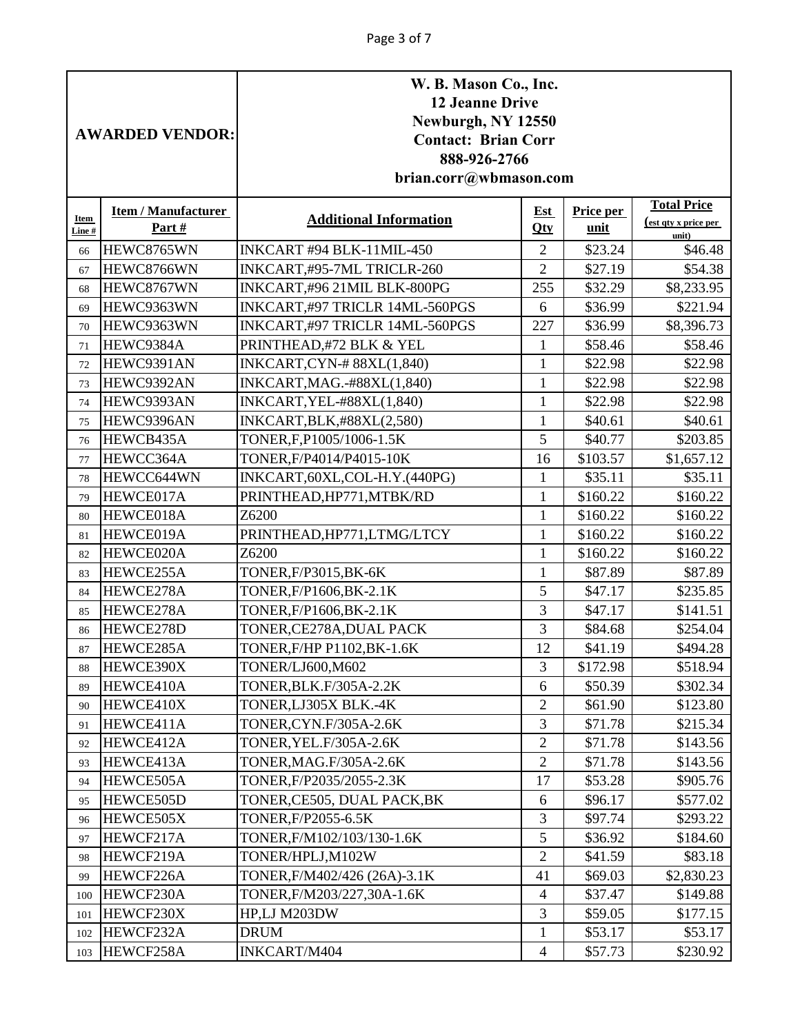| **AWARDED VENDOR:** | **W. B. Mason Co., Inc.**<br>**12 Jeanne Drive**<br>**Newburgh, NY 12550**<br>**Contact: Brian Corr**<br>**888-926-2766**<br>**brian.corr@wbmason.com** | | | | |
|---|---|---|---|---|---|

| Item Line # | Item / Manufacturer Part # | Additional Information | Est Qty | Price per unit | Total Price (est qty x price per unit) |
|---|---|---|---|---|---|
| 66 | HEWC8765WN | INKCART #94 BLK-11MIL-450 | 2 | $23.24 | $46.48 |
| 67 | HEWC8766WN | INKCART,#95-7ML TRICLR-260 | 2 | $27.19 | $54.38 |
| 68 | HEWC8767WN | INKCART,#96 21MIL BLK-800PG | 255 | $32.29 | $8,233.95 |
| 69 | HEWC9363WN | INKCART,#97 TRICLR 14ML-560PGS | 6 | $36.99 | $221.94 |
| 70 | HEWC9363WN | INKCART,#97 TRICLR 14ML-560PGS | 227 | $36.99 | $8,396.73 |
| 71 | HEWC9384A | PRINTHEAD,#72 BLK & YEL | 1 | $58.46 | $58.46 |
| 72 | HEWC9391AN | INKCART,CYN-# 88XL(1,840) | 1 | $22.98 | $22.98 |
| 73 | HEWC9392AN | INKCART,MAG.-#88XL(1,840) | 1 | $22.98 | $22.98 |
| 74 | HEWC9393AN | INKCART,YEL-#88XL(1,840) | 1 | $22.98 | $22.98 |
| 75 | HEWC9396AN | INKCART,BLK,#88XL(2,580) | 1 | $40.61 | $40.61 |
| 76 | HEWCB435A | TONER,F,P1005/1006-1.5K | 5 | $40.77 | $203.85 |
| 77 | HEWCC364A | TONER,F/P4014/P4015-10K | 16 | $103.57 | $1,657.12 |
| 78 | HEWCC644WN | INKCART,60XL,COL-H.Y.(440PG) | 1 | $35.11 | $35.11 |
| 79 | HEWCE017A | PRINTHEAD,HP771,MTBK/RD | 1 | $160.22 | $160.22 |
| 80 | HEWCE018A | Z6200 | 1 | $160.22 | $160.22 |
| 81 | HEWCE019A | PRINTHEAD,HP771,LTMG/LTCY | 1 | $160.22 | $160.22 |
| 82 | HEWCE020A | Z6200 | 1 | $160.22 | $160.22 |
| 83 | HEWCE255A | TONER,F/P3015,BK-6K | 1 | $87.89 | $87.89 |
| 84 | HEWCE278A | TONER,F/P1606,BK-2.1K | 5 | $47.17 | $235.85 |
| 85 | HEWCE278A | TONER,F/P1606,BK-2.1K | 3 | $47.17 | $141.51 |
| 86 | HEWCE278D | TONER,CE278A,DUAL PACK | 3 | $84.68 | $254.04 |
| 87 | HEWCE285A | TONER,F/HP P1102,BK-1.6K | 12 | $41.19 | $494.28 |
| 88 | HEWCE390X | TONER/LJ600,M602 | 3 | $172.98 | $518.94 |
| 89 | HEWCE410A | TONER,BLK.F/305A-2.2K | 6 | $50.39 | $302.34 |
| 90 | HEWCE410X | TONER,LJ305X BLK.-4K | 2 | $61.90 | $123.80 |
| 91 | HEWCE411A | TONER,CYN.F/305A-2.6K | 3 | $71.78 | $215.34 |
| 92 | HEWCE412A | TONER,YEL.F/305A-2.6K | 2 | $71.78 | $143.56 |
| 93 | HEWCE413A | TONER,MAG.F/305A-2.6K | 2 | $71.78 | $143.56 |
| 94 | HEWCE505A | TONER,F/P2035/2055-2.3K | 17 | $53.28 | $905.76 |
| 95 | HEWCE505D | TONER,CE505, DUAL PACK,BK | 6 | $96.17 | $577.02 |
| 96 | HEWCE505X | TONER,F/P2055-6.5K | 3 | $97.74 | $293.22 |
| 97 | HEWCF217A | TONER,F/M102/103/130-1.6K | 5 | $36.92 | $184.60 |
| 98 | HEWCF219A | TONER/HPLJ,M102W | 2 | $41.59 | $83.18 |
| 99 | HEWCF226A | TONER,F/M402/426 (26A)-3.1K | 41 | $69.03 | $2,830.23 |
| 100 | HEWCF230A | TONER,F/M203/227,30A-1.6K | 4 | $37.47 | $149.88 |
| 101 | HEWCF230X | HP,LJ M203DW | 3 | $59.05 | $177.15 |
| 102 | HEWCF232A | DRUM | 1 | $53.17 | $53.17 |
| 103 | HEWCF258A | INKCART/M404 | 4 | $57.73 | $230.92 |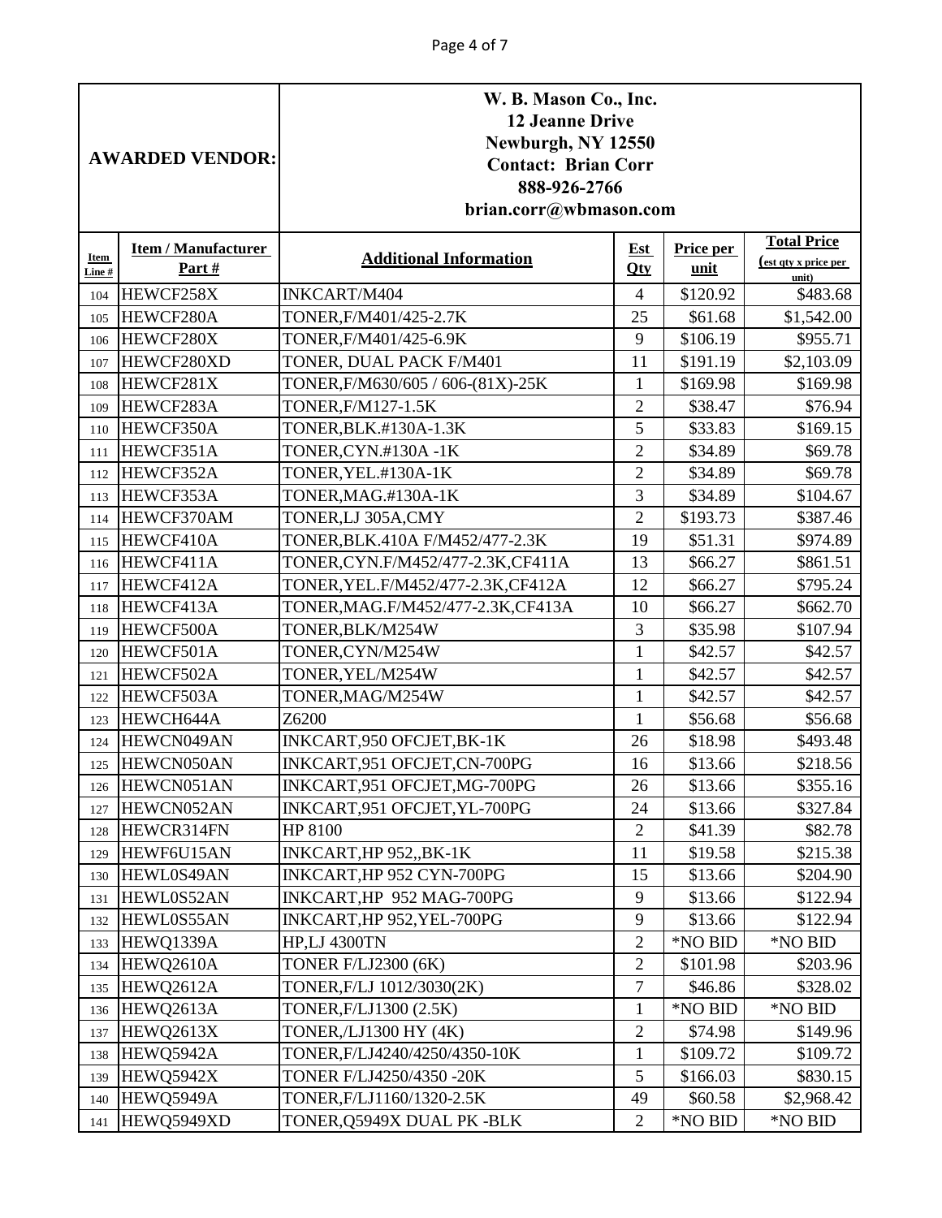| AWARDED VENDOR: | | W. B. Mason Co., Inc.<br>12 Jeanne Drive<br>Newburgh, NY 12550<br>Contact: Brian Corr<br>888-926-2766<br>brian.corr@wbmason.com | | | |
|---|---|---|---|---|---|
| **Item Line #** | **Item / Manufacturer Part #** | **Additional Information** | **Est Qty** | **Price per unit** | **Total Price (est qty x price per unit)** |
| 104 | HEWCF258X | INKCART/M404 | 4 | $120.92 | $483.68 |
| 105 | HEWCF280A | TONER,F/M401/425-2.7K | 25 | $61.68 | $1,542.00 |
| 106 | HEWCF280X | TONER,F/M401/425-6.9K | 9 | $106.19 | $955.71 |
| 107 | HEWCF280XD | TONER, DUAL PACK F/M401 | 11 | $191.19 | $2,103.09 |
| 108 | HEWCF281X | TONER,F/M630/605 / 606-(81X)-25K | 1 | $169.98 | $169.98 |
| 109 | HEWCF283A | TONER,F/M127-1.5K | 2 | $38.47 | $76.94 |
| 110 | HEWCF350A | TONER,BLK.#130A-1.3K | 5 | $33.83 | $169.15 |
| 111 | HEWCF351A | TONER,CYN.#130A -1K | 2 | $34.89 | $69.78 |
| 112 | HEWCF352A | TONER,YEL.#130A-1K | 2 | $34.89 | $69.78 |
| 113 | HEWCF353A | TONER,MAG.#130A-1K | 3 | $34.89 | $104.67 |
| 114 | HEWCF370AM | TONER,LJ 305A,CMY | 2 | $193.73 | $387.46 |
| 115 | HEWCF410A | TONER,BLK.410A F/M452/477-2.3K | 19 | $51.31 | $974.89 |
| 116 | HEWCF411A | TONER,CYN.F/M452/477-2.3K,CF411A | 13 | $66.27 | $861.51 |
| 117 | HEWCF412A | TONER,YEL.F/M452/477-2.3K,CF412A | 12 | $66.27 | $795.24 |
| 118 | HEWCF413A | TONER,MAG.F/M452/477-2.3K,CF413A | 10 | $66.27 | $662.70 |
| 119 | HEWCF500A | TONER,BLK/M254W | 3 | $35.98 | $107.94 |
| 120 | HEWCF501A | TONER,CYN/M254W | 1 | $42.57 | $42.57 |
| 121 | HEWCF502A | TONER,YEL/M254W | 1 | $42.57 | $42.57 |
| 122 | HEWCF503A | TONER,MAG/M254W | 1 | $42.57 | $42.57 |
| 123 | HEWCH644A | Z6200 | 1 | $56.68 | $56.68 |
| 124 | HEWCN049AN | INKCART,950 OFCJET,BK-1K | 26 | $18.98 | $493.48 |
| 125 | HEWCN050AN | INKCART,951 OFCJET,CN-700PG | 16 | $13.66 | $218.56 |
| 126 | HEWCN051AN | INKCART,951 OFCJET,MG-700PG | 26 | $13.66 | $355.16 |
| 127 | HEWCN052AN | INKCART,951 OFCJET,YL-700PG | 24 | $13.66 | $327.84 |
| 128 | HEWCR314FN | HP 8100 | 2 | $41.39 | $82.78 |
| 129 | HEWF6U15AN | INKCART,HP 952,,BK-1K | 11 | $19.58 | $215.38 |
| 130 | HEWL0S49AN | INKCART,HP 952 CYN-700PG | 15 | $13.66 | $204.90 |
| 131 | HEWL0S52AN | INKCART,HP 952 MAG-700PG | 9 | $13.66 | $122.94 |
| 132 | HEWL0S55AN | INKCART,HP 952,YEL-700PG | 9 | $13.66 | $122.94 |
| 133 | HEWQ1339A | HP,LJ 4300TN | 2 | *NO BID | *NO BID |
| 134 | HEWQ2610A | TONER F/LJ2300 (6K) | 2 | $101.98 | $203.96 |
| 135 | HEWQ2612A | TONER,F/LJ 1012/3030(2K) | 7 | $46.86 | $328.02 |
| 136 | HEWQ2613A | TONER,F/LJ1300 (2.5K) | 1 | *NO BID | *NO BID |
| 137 | HEWQ2613X | TONER,/LJ1300 HY (4K) | 2 | $74.98 | $149.96 |
| 138 | HEWQ5942A | TONER,F/LJ4240/4250/4350-10K | 1 | $109.72 | $109.72 |
| 139 | HEWQ5942X | TONER F/LJ4250/4350 -20K | 5 | $166.03 | $830.15 |
| 140 | HEWQ5949A | TONER,F/LJ1160/1320-2.5K | 49 | $60.58 | $2,968.42 |
| 141 | HEWQ5949XD | TONER,Q5949X DUAL PK -BLK | 2 | *NO BID | *NO BID |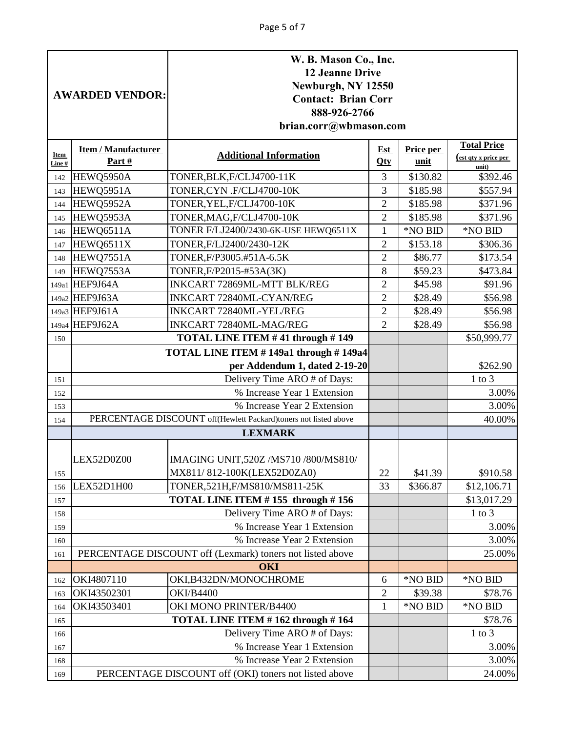| AWARDED VENDOR: | | W. B. Mason Co., Inc.<br>12 Jeanne Drive<br>Newburgh, NY 12550<br>Contact: Brian Corr<br>888-926-2766<br>brian.corr@wbmason.com | | | |
|---|---|---|---|---|---|
| **Item Line #** | **Item / Manufacturer Part #** | **Additional Information** | **Est Qty** | **Price per unit** | **Total Price** (est qty x price per unit) |
| 142 | HEWQ5950A | TONER,BLK,F/CLJ4700-11K | 3 | $130.82 | $392.46 |
| 143 | HEWQ5951A | TONER,CYN .F/CLJ4700-10K | 3 | $185.98 | $557.94 |
| 144 | HEWQ5952A | TONER,YEL,F/CLJ4700-10K | 2 | $185.98 | $371.96 |
| 145 | HEWQ5953A | TONER,MAG,F/CLJ4700-10K | 2 | $185.98 | $371.96 |
| 146 | HEWQ6511A | TONER F/LJ2400/2430-6K-USE HEWQ6511X | 1 | *NO BID | *NO BID |
| 147 | HEWQ6511X | TONER,F/LJ2400/2430-12K | 2 | $153.18 | $306.36 |
| 148 | HEWQ7551A | TONER,F/P3005.#51A-6.5K | 2 | $86.77 | $173.54 |
| 149 | HEWQ7553A | TONER,F/P2015-#53A(3K) | 8 | $59.23 | $473.84 |
| 149a1 | HEF9J64A | INKCART 72869ML-MTT BLK/REG | 2 | $45.98 | $91.96 |
| 149a2 | HEF9J63A | INKCART 72840ML-CYAN/REG | 2 | $28.49 | $56.98 |
| 149a3 | HEF9J61A | INKCART 72840ML-YEL/REG | 2 | $28.49 | $56.98 |
| 149a4 | HEF9J62A | INKCART 72840ML-MAG/REG | 2 | $28.49 | $56.98 |
| 150 | | **TOTAL LINE ITEM # 41 through # 149** | | | $50,999.77 |
| | | **TOTAL LINE ITEM # 149a1 through # 149a4 per Addendum 1, dated 2-19-20** | | | $262.90 |
| 151 | | Delivery Time ARO # of Days: | | | 1 to 3 |
| 152 | | % Increase Year 1 Extension | | | 3.00% |
| 153 | | % Increase Year 2 Extension | | | 3.00% |
| 154 | | PERCENTAGE DISCOUNT off(Hewlett Packard)toners not listed above | | | 40.00% |
| | | **LEXMARK** | | | |
| 155 | LEX52D0Z00 | IMAGING UNIT,520Z /MS710 /800/MS810/ MX811/ 812-100K(LEX52D0ZA0) | 22 | $41.39 | $910.58 |
| 156 | LEX52D1H00 | TONER,521H,F/MS810/MS811-25K | 33 | $366.87 | $12,106.71 |
| 157 | | **TOTAL LINE ITEM # 155 through # 156** | | | $13,017.29 |
| 158 | | Delivery Time ARO # of Days: | | | 1 to 3 |
| 159 | | % Increase Year 1 Extension | | | 3.00% |
| 160 | | % Increase Year 2 Extension | | | 3.00% |
| 161 | | PERCENTAGE DISCOUNT off (Lexmark) toners not listed above | | | 25.00% |
| | | **OKI** | | | |
| 162 | OKI4807110 | OKI,B432DN/MONOCHROME | 6 | *NO BID | *NO BID |
| 163 | OKI43502301 | OKI/B4400 | 2 | $39.38 | $78.76 |
| 164 | OKI43503401 | OKI MONO PRINTER/B4400 | 1 | *NO BID | *NO BID |
| 165 | | **TOTAL LINE ITEM # 162 through # 164** | | | $78.76 |
| 166 | | Delivery Time ARO # of Days: | | | 1 to 3 |
| 167 | | % Increase Year 1 Extension | | | 3.00% |
| 168 | | % Increase Year 2 Extension | | | 3.00% |
| 169 | | PERCENTAGE DISCOUNT off (OKI) toners not listed above | | | 24.00% |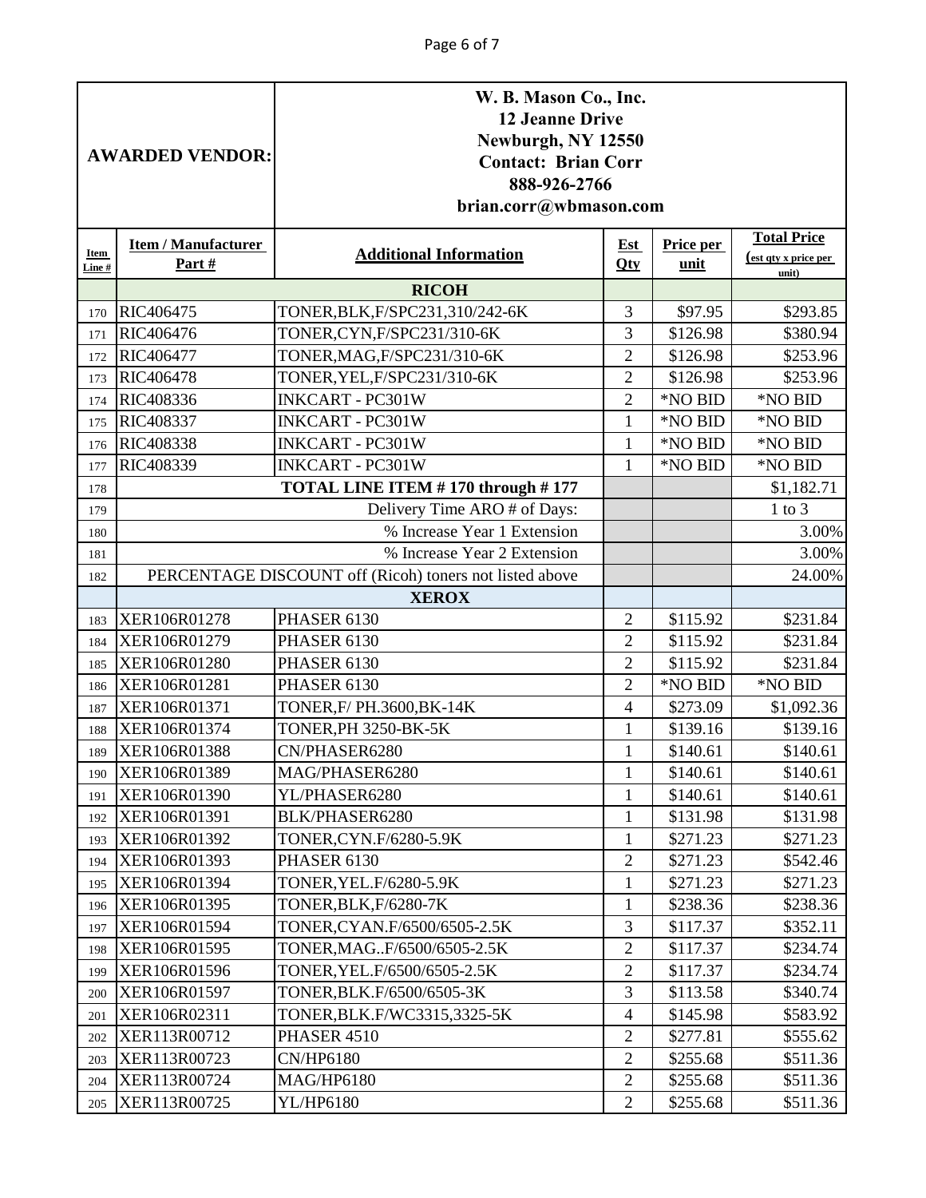| AWARDED VENDOR: | W. B. Mason Co., Inc.<br>12 Jeanne Drive<br>Newburgh, NY 12550<br>Contact: Brian Corr<br>888-926-2766<br>brian.corr@wbmason.com | | | | |
|---|---|---|---|---|---|

| Item Line # | Item / Manufacturer Part # | Additional Information | Est Qty | Price per unit | Total Price (est qty x price per unit) |
|---|---|---|---|---|---|
| | | **RICOH** | | | |
| 170 | RIC406475 | TONER,BLK,F/SPC231,310/242-6K | 3 | $97.95 | $293.85 |
| 171 | RIC406476 | TONER,CYN,F/SPC231/310-6K | 3 | $126.98 | $380.94 |
| 172 | RIC406477 | TONER,MAG,F/SPC231/310-6K | 2 | $126.98 | $253.96 |
| 173 | RIC406478 | TONER,YEL,F/SPC231/310-6K | 2 | $126.98 | $253.96 |
| 174 | RIC408336 | INKCART - PC301W | 2 | *NO BID | *NO BID |
| 175 | RIC408337 | INKCART - PC301W | 1 | *NO BID | *NO BID |
| 176 | RIC408338 | INKCART - PC301W | 1 | *NO BID | *NO BID |
| 177 | RIC408339 | INKCART - PC301W | 1 | *NO BID | *NO BID |
| 178 | | **TOTAL LINE ITEM # 170 through # 177** | | | $1,182.71 |
| 179 | | Delivery Time ARO # of Days: | | | 1 to 3 |
| 180 | | % Increase Year 1 Extension | | | 3.00% |
| 181 | | % Increase Year 2 Extension | | | 3.00% |
| 182 | | PERCENTAGE DISCOUNT off (Ricoh) toners not listed above | | | 24.00% |
| | | **XEROX** | | | |
| 183 | XER106R01278 | PHASER 6130 | 2 | $115.92 | $231.84 |
| 184 | XER106R01279 | PHASER 6130 | 2 | $115.92 | $231.84 |
| 185 | XER106R01280 | PHASER 6130 | 2 | $115.92 | $231.84 |
| 186 | XER106R01281 | PHASER 6130 | 2 | *NO BID | *NO BID |
| 187 | XER106R01371 | TONER,F/ PH.3600,BK-14K | 4 | $273.09 | $1,092.36 |
| 188 | XER106R01374 | TONER,PH 3250-BK-5K | 1 | $139.16 | $139.16 |
| 189 | XER106R01388 | CN/PHASER6280 | 1 | $140.61 | $140.61 |
| 190 | XER106R01389 | MAG/PHASER6280 | 1 | $140.61 | $140.61 |
| 191 | XER106R01390 | YL/PHASER6280 | 1 | $140.61 | $140.61 |
| 192 | XER106R01391 | BLK/PHASER6280 | 1 | $131.98 | $131.98 |
| 193 | XER106R01392 | TONER,CYN.F/6280-5.9K | 1 | $271.23 | $271.23 |
| 194 | XER106R01393 | PHASER 6130 | 2 | $271.23 | $542.46 |
| 195 | XER106R01394 | TONER,YEL.F/6280-5.9K | 1 | $271.23 | $271.23 |
| 196 | XER106R01395 | TONER,BLK,F/6280-7K | 1 | $238.36 | $238.36 |
| 197 | XER106R01594 | TONER,CYAN.F/6500/6505-2.5K | 3 | $117.37 | $352.11 |
| 198 | XER106R01595 | TONER,MAG..F/6500/6505-2.5K | 2 | $117.37 | $234.74 |
| 199 | XER106R01596 | TONER,YEL.F/6500/6505-2.5K | 2 | $117.37 | $234.74 |
| 200 | XER106R01597 | TONER,BLK.F/6500/6505-3K | 3 | $113.58 | $340.74 |
| 201 | XER106R02311 | TONER,BLK.F/WC3315,3325-5K | 4 | $145.98 | $583.92 |
| 202 | XER113R00712 | PHASER 4510 | 2 | $277.81 | $555.62 |
| 203 | XER113R00723 | CN/HP6180 | 2 | $255.68 | $511.36 |
| 204 | XER113R00724 | MAG/HP6180 | 2 | $255.68 | $511.36 |
| 205 | XER113R00725 | YL/HP6180 | 2 | $255.68 | $511.36 |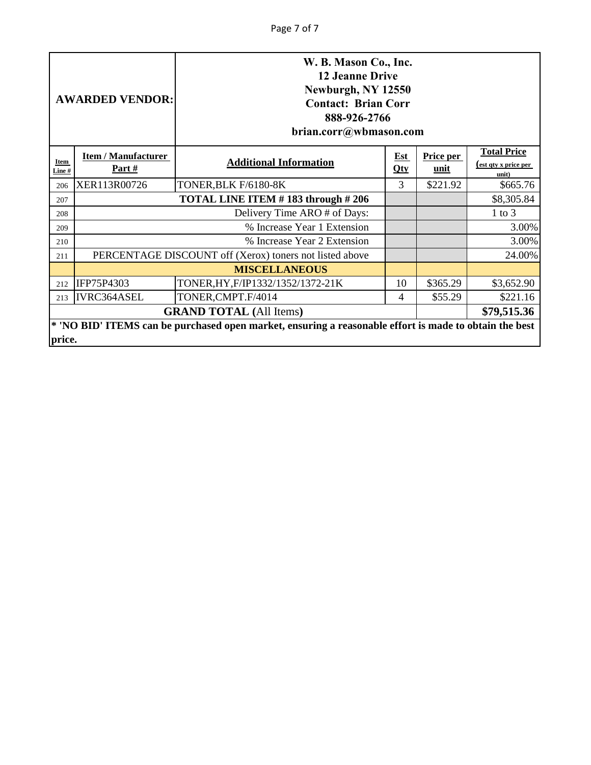| | |
|---|---|
| **AWARDED VENDOR:** | **W. B. Mason Co., Inc.**<br>**12 Jeanne Drive**<br>**Newburgh, NY 12550**<br>**Contact: Brian Corr**<br>**888-926-2766**<br>**brian.corr@wbmason.com** |

| Item Line # | Item / Manufacturer Part # | Additional Information | Est Qty | Price per unit | Total Price (est qty x price per unit) |
|---|---|---|---|---|---|
| 206 | XER113R00726 | TONER,BLK F/6180-8K | 3 | $221.92 | $665.76 |
| 207 | | **TOTAL LINE ITEM # 183 through # 206** | | | $8,305.84 |
| 208 | | Delivery Time ARO # of Days: | | | 1 to 3 |
| 209 | | % Increase Year 1 Extension | | | 3.00% |
| 210 | | % Increase Year 2 Extension | | | 3.00% |
| 211 | | PERCENTAGE DISCOUNT off (Xerox) toners not listed above | | | 24.00% |
| | | **MISCELLANEOUS** | | | |
| 212 | IFP75P4303 | TONER,HY,F/IP1332/1352/1372-21K | 10 | $365.29 | $3,652.90 |
| 213 | IVRC364ASEL | TONER,CMPT.F/4014 | 4 | $55.29 | $221.16 |
| | | **GRAND TOTAL (All Items)** | | | **$79,515.36** |

**\* 'NO BID' ITEMS can be purchased open market, ensuring a reasonable effort is made to obtain the best price.**